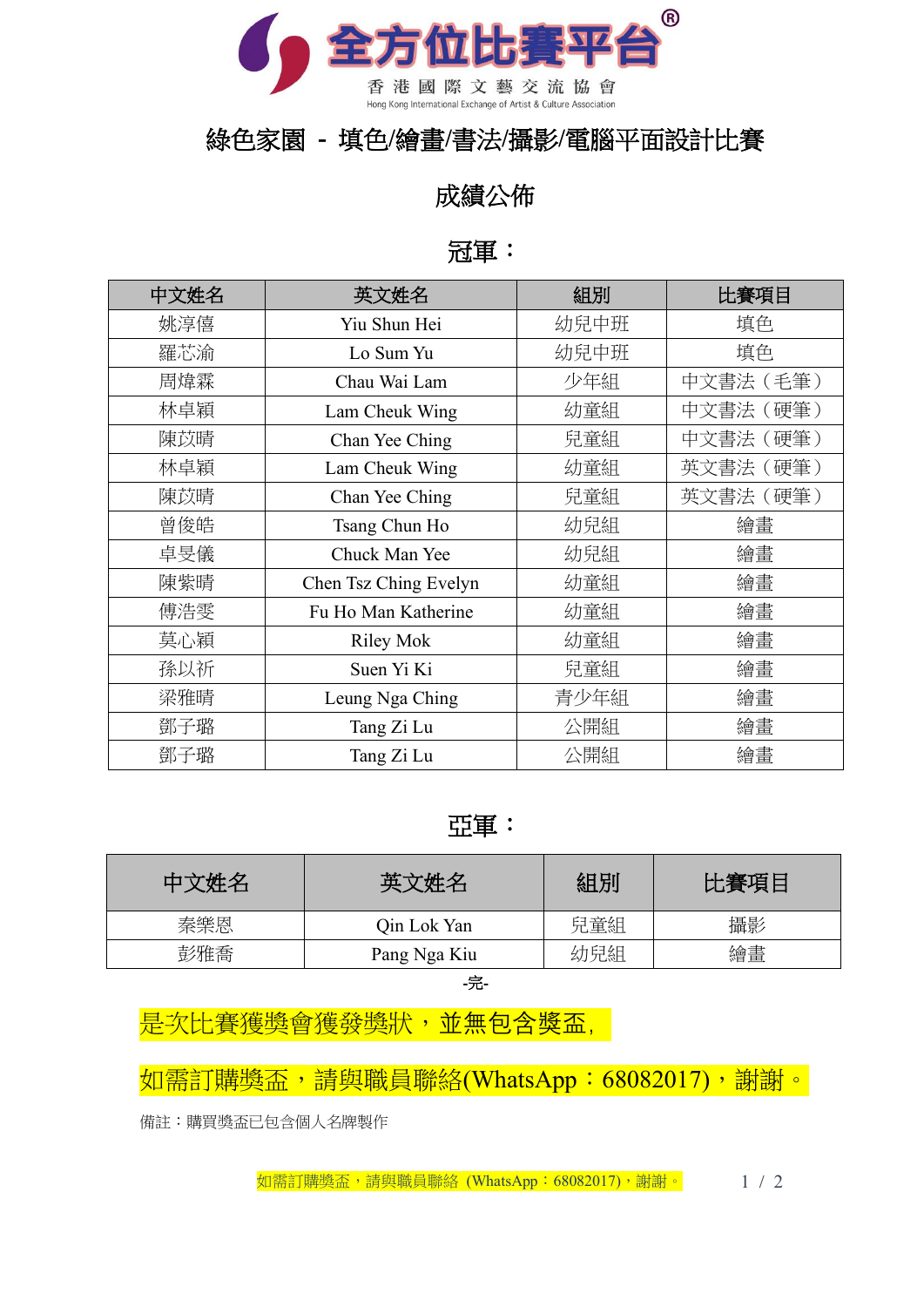全方位比賽平台®

香 港 國 際 文 藝 交 流 協 會

Hong Kong International Exchange of Artist & Culture Association

# 綠色家園 - 填色/繪畫/書法/攝影/電腦平面設計比賽

## 成績公佈

### 冠軍：

| 中文姓名 | 英文姓名 | 組別 | 比賽項目 |
|---|---|---|---|
| 姚淳僖 | Yiu Shun Hei | 幼兒中班 | 填色 |
| 羅芯渝 | Lo Sum Yu | 幼兒中班 | 填色 |
| 周煒霖 | Chau Wai Lam | 少年組 | 中文書法（毛筆） |
| 林卓穎 | Lam Cheuk Wing | 幼童組 | 中文書法（硬筆） |
| 陳苡晴 | Chan Yee Ching | 兒童組 | 中文書法（硬筆） |
| 林卓穎 | Lam Cheuk Wing | 幼童組 | 英文書法（硬筆） |
| 陳苡晴 | Chan Yee Ching | 兒童組 | 英文書法（硬筆） |
| 曾俊皓 | Tsang Chun Ho | 幼兒組 | 繪畫 |
| 卓旻儀 | Chuck Man Yee | 幼兒組 | 繪畫 |
| 陳紫晴 | Chen Tsz Ching Evelyn | 幼童組 | 繪畫 |
| 傅浩雯 | Fu Ho Man Katherine | 幼童組 | 繪畫 |
| 莫心穎 | Riley Mok | 幼童組 | 繪畫 |
| 孫以祈 | Suen Yi Ki | 兒童組 | 繪畫 |
| 梁雅晴 | Leung Nga Ching | 青少年組 | 繪畫 |
| 鄧子璐 | Tang Zi Lu | 公開組 | 繪畫 |
| 鄧子璐 | Tang Zi Lu | 公開組 | 繪畫 |

### 亞軍：

| 中文姓名 | 英文姓名 | 組別 | 比賽項目 |
|---|---|---|---|
| 秦樂恩 | Qin Lok Yan | 兒童組 | 攝影 |
| 彭雅喬 | Pang Nga Kiu | 幼兒組 | 繪畫 |

-完-

是次比賽獲獎會獲發獎狀，並無包含獎盃，

如需訂購獎盃，請與職員聯絡(WhatsApp：68082017)，謝謝。

備註：購買獎盃已包含個人名牌製作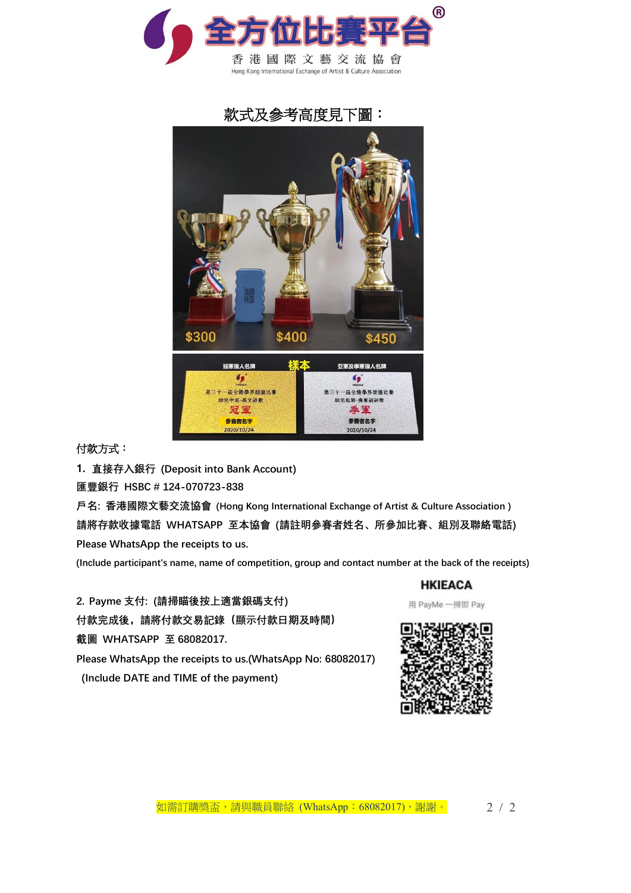# 全方位比賽平台®

香港國際文藝交流協會

Hong Kong International Exchange of Artist & Culture Association

款式及參考高度見下圖：

$300 $400 $450

樣本

冠軍個人名牌

亞軍及季軍個人名牌

付款方式：

**1. 直接存入銀行 (Deposit into Bank Account)**

**匯豐銀行 HSBC # 124-070723-838**

**戶名: 香港國際文藝交流協會 (Hong Kong International Exchange of Artist & Culture Association )**

**請將存款收據電話 WHATSAPP 至本協會 (請註明參賽者姓名、所參加比賽、組別及聯絡電話)**

**Please WhatsApp the receipts to us.**

**(Include participant's name, name of competition, group and contact number at the back of the receipts)**

**2. Payme 支付: (請掃瞄後按上適當銀碼支付)**

**付款完成後，請將付款交易記錄（顯示付款日期及時間）**

**截圖 WHATSAPP 至 68082017.**

**Please WhatsApp the receipts to us.(WhatsApp No: 68082017)**

**(Include DATE and TIME of the payment)**

HKIEACA

用 PayMe 一掃即 Pay

如需訂購獎盃，請與職員聯絡 (WhatsApp：68082017)，謝謝。